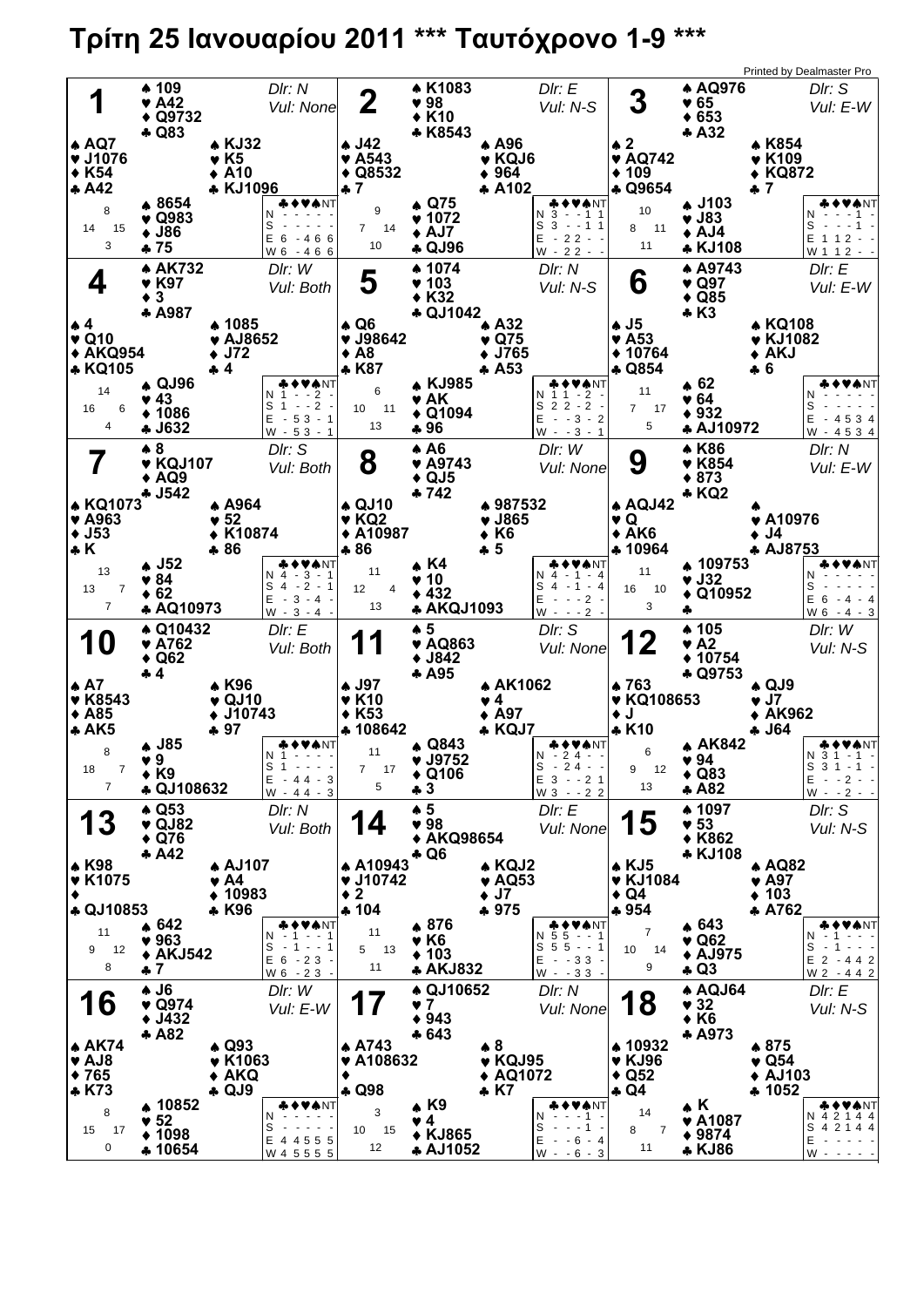# Τρίτη 25 Ιανουαρίου 2011 *** Ταυτόχρονο 1-9 ***

Printed by Dealmaster Pro

## Board 1 — Dlr: N, Vul: None

| Seat | ♠ | ♥ | ♦ | ♣ | HCP |
|---|---|---|---|---|---|
| North | 109 | A42 | Q9732 | Q83 | 8 |
| West | AQ7 | J1076 | K54 | A42 | 14 |
| East | KJ32 | K5 | A10 | KJ1096 | 15 |
| South | 8654 | Q983 | J86 | 75 | 3 |

| | ♣ | ♦ | ♥ | ♠ | NT |
|---|---|---|---|---|---|
| N | - | - | - | - | - |
| S | - | - | - | - | - |
| E | 6 | - | 4 | 6 | 6 |
| W | 6 | - | 4 | 6 | 6 |

## Board 2 — Dlr: E, Vul: N-S

| Seat | ♠ | ♥ | ♦ | ♣ | HCP |
|---|---|---|---|---|---|
| North | K1083 | 98 | K10 | K8543 | 9 |
| West | J42 | A543 | Q8532 | 7 | 7 |
| East | A96 | KQJ6 | 964 | A102 | 14 |
| South | Q75 | 1072 | AJ7 | QJ96 | 10 |

| | ♣ | ♦ | ♥ | ♠ | NT |
|---|---|---|---|---|---|
| N | 3 | - | - | 1 | 1 |
| S | 3 | - | - | 1 | 1 |
| E | - | 2 | 2 | - | - |
| W | - | 2 | 2 | - | - |

## Board 3 — Dlr: S, Vul: E-W

| Seat | ♠ | ♥ | ♦ | ♣ | HCP |
|---|---|---|---|---|---|
| North | AQ976 | 65 | 653 | A32 | 10 |
| West | 2 | AQ742 | 109 | Q9654 | 8 |
| East | K854 | K109 | KQ872 | 7 | 11 |
| South | J103 | J83 | AJ4 | KJ108 | 11 |

| | ♣ | ♦ | ♥ | ♠ | NT |
|---|---|---|---|---|---|
| N | - | - | - | 1 | - |
| S | - | - | - | 1 | - |
| E | 1 | 1 | 2 | - | - |
| W | 1 | 1 | 2 | - | - |

## Board 4 — Dlr: W, Vul: Both

| Seat | ♠ | ♥ | ♦ | ♣ | HCP |
|---|---|---|---|---|---|
| North | AK732 | K97 | 3 | A987 | 14 |
| West | 4 | Q10 | AKQ954 | KQ105 | 16 |
| East | 1085 | AJ8652 | J72 | 4 | 6 |
| South | QJ96 | 43 | 1086 | J632 | 4 |

| | ♣ | ♦ | ♥ | ♠ | NT |
|---|---|---|---|---|---|
| N | 1 | - | - | 2 | - |
| S | 1 | - | - | 2 | - |
| E | - | 5 | 3 | - | 1 |
| W | - | 5 | 3 | - | 1 |

## Board 5 — Dlr: N, Vul: N-S

| Seat | ♠ | ♥ | ♦ | ♣ | HCP |
|---|---|---|---|---|---|
| North | 1074 | 103 | K32 | QJ1042 | 6 |
| West | Q6 | J98642 | A8 | K87 | 10 |
| East | A32 | Q75 | J765 | A53 | 11 |
| South | KJ985 | AK | Q1094 | 96 | 13 |

| | ♣ | ♦ | ♥ | ♠ | NT |
|---|---|---|---|---|---|
| N | 1 | 1 | - | 2 | - |
| S | 2 | 2 | - | 2 | - |
| E | - | - | 3 | - | 2 |
| W | - | - | 3 | - | 1 |

## Board 6 — Dlr: E, Vul: E-W

| Seat | ♠ | ♥ | ♦ | ♣ | HCP |
|---|---|---|---|---|---|
| North | A9743 | Q97 | Q85 | K3 | 11 |
| West | J5 | A53 | 10764 | Q854 | 7 |
| East | KQ108 | KJ1082 | AKJ | 6 | 17 |
| South | 62 | 64 | 932 | AJ10972 | 5 |

| | ♣ | ♦ | ♥ | ♠ | NT |
|---|---|---|---|---|---|
| N | - | - | - | - | - |
| S | - | - | - | - | - |
| E | - | 4 | 5 | 3 | 4 |
| W | - | 4 | 5 | 3 | 4 |

## Board 7 — Dlr: S, Vul: Both

| Seat | ♠ | ♥ | ♦ | ♣ | HCP |
|---|---|---|---|---|---|
| North | 8 | KQJ107 | AQ9 | J542 | 13 |
| West | KQ1073 | A963 | J53 | K | 13 |
| East | A964 | 52 | K10874 | 86 | 7 |
| South | J52 | 84 | 62 | AQ10973 | 7 |

| | ♣ | ♦ | ♥ | ♠ | NT |
|---|---|---|---|---|---|
| N | 4 | - | 3 | - | 1 |
| S | 4 | - | 2 | - | 1 |
| E | - | 3 | - | 4 | - |
| W | - | 3 | - | 4 | - |

## Board 8 — Dlr: W, Vul: None

| Seat | ♠ | ♥ | ♦ | ♣ | HCP |
|---|---|---|---|---|---|
| North | A6 | A9743 | QJ5 | 742 | 11 |
| West | QJ10 | KQ2 | A10987 | 86 | 12 |
| East | 987532 | J865 | K6 | 5 | 4 |
| South | K4 | 10 | 432 | AKQJ1093 | 13 |

| | ♣ | ♦ | ♥ | ♠ | NT |
|---|---|---|---|---|---|
| N | 4 | - | 1 | - | 4 |
| S | 4 | - | 1 | - | 4 |
| E | - | - | - | 2 | - |
| W | - | - | - | 2 | - |

## Board 9 — Dlr: N, Vul: E-W

| Seat | ♠ | ♥ | ♦ | ♣ | HCP |
|---|---|---|---|---|---|
| North | K86 | K854 | 873 | KQ2 | 11 |
| West | AQJ42 | Q | AK6 | 10964 | 16 |
| East | — | A10976 | J4 | AJ8753 | 10 |
| South | 109753 | J32 | Q10952 | — | 3 |

| | ♣ | ♦ | ♥ | ♠ | NT |
|---|---|---|---|---|---|
| N | - | - | - | - | - |
| S | - | - | - | - | - |
| E | 6 | - | 4 | - | 4 |
| W | 6 | - | 4 | - | 3 |

## Board 10 — Dlr: E, Vul: Both

| Seat | ♠ | ♥ | ♦ | ♣ | HCP |
|---|---|---|---|---|---|
| North | Q10432 | A762 | Q62 | 4 | 8 |
| West | A7 | K8543 | A85 | AK5 | 18 |
| East | K96 | QJ10 | J10743 | 97 | 7 |
| South | J85 | 9 | K9 | QJ108632 | 7 |

| | ♣ | ♦ | ♥ | ♠ | NT |
|---|---|---|---|---|---|
| N | 1 | - | - | - | - |
| S | 1 | - | - | - | - |
| E | - | 4 | 4 | - | 3 |
| W | - | 4 | 4 | - | 3 |

## Board 11 — Dlr: S, Vul: None

| Seat | ♠ | ♥ | ♦ | ♣ | HCP |
|---|---|---|---|---|---|
| North | 5 | AQ863 | J842 | A95 | 11 |
| West | J97 | K10 | K53 | 108642 | 7 |
| East | AK1062 | 4 | A97 | KQJ7 | 17 |
| South | Q843 | J9752 | Q106 | 3 | 5 |

| | ♣ | ♦ | ♥ | ♠ | NT |
|---|---|---|---|---|---|
| N | - | 2 | 4 | - | - |
| S | - | 2 | 4 | - | - |
| E | 3 | - | - | 2 | 1 |
| W | 3 | - | - | 2 | 2 |

## Board 12 — Dlr: W, Vul: N-S

| Seat | ♠ | ♥ | ♦ | ♣ | HCP |
|---|---|---|---|---|---|
| North | 105 | A2 | 10754 | Q9753 | 6 |
| West | 763 | KQ108653 | J | K10 | 9 |
| East | QJ9 | J7 | AK962 | J64 | 12 |
| South | AK842 | 94 | Q83 | A82 | 13 |

| | ♣ | ♦ | ♥ | ♠ | NT |
|---|---|---|---|---|---|
| N | 3 | 1 | - | 1 | - |
| S | 3 | 1 | - | 1 | - |
| E | - | - | 2 | - | - |
| W | - | - | 2 | - | - |

## Board 13 — Dlr: N, Vul: Both

| Seat | ♠ | ♥ | ♦ | ♣ | HCP |
|---|---|---|---|---|---|
| North | Q53 | QJ82 | Q76 | A42 | 11 |
| West | K98 | K1075 | — | QJ10853 | 9 |
| East | AJ107 | A4 | 10983 | K96 | 12 |
| South | 642 | 963 | AKJ542 | 7 | 8 |

| | ♣ | ♦ | ♥ | ♠ | NT |
|---|---|---|---|---|---|
| N | - | 1 | - | - | 1 |
| S | - | 1 | - | - | 1 |
| E | 6 | - | 2 | 3 | - |
| W | 6 | - | 2 | 3 | - |

## Board 14 — Dlr: E, Vul: None

| Seat | ♠ | ♥ | ♦ | ♣ | HCP |
|---|---|---|---|---|---|
| North | 5 | 98 | AKQ98654 | Q6 | 11 |
| West | A10943 | J10742 | 2 | 104 | 5 |
| East | KQJ2 | AQ53 | J7 | 975 | 13 |
| South | 876 | K6 | 103 | AKJ832 | 11 |

| | ♣ | ♦ | ♥ | ♠ | NT |
|---|---|---|---|---|---|
| N | 5 | 5 | - | - | 1 |
| S | 5 | 5 | - | - | 1 |
| E | - | - | 3 | 3 | - |
| W | - | - | 3 | 3 | - |

## Board 15 — Dlr: S, Vul: N-S

| Seat | ♠ | ♥ | ♦ | ♣ | HCP |
|---|---|---|---|---|---|
| North | 1097 | 53 | K862 | KJ108 | 7 |
| West | KJ5 | KJ1084 | Q4 | 954 | 10 |
| East | AQ82 | A97 | 103 | A762 | 14 |
| South | 643 | Q62 | AJ975 | Q3 | 9 |

| | ♣ | ♦ | ♥ | ♠ | NT |
|---|---|---|---|---|---|
| N | - | 1 | - | - | - |
| S | - | 1 | - | - | - |
| E | 2 | - | 4 | 4 | 2 |
| W | 2 | - | 4 | 4 | 2 |

## Board 16 — Dlr: W, Vul: E-W

| Seat | ♠ | ♥ | ♦ | ♣ | HCP |
|---|---|---|---|---|---|
| North | J6 | Q974 | J432 | A82 | 8 |
| West | AK74 | AJ8 | 765 | K73 | 15 |
| East | Q93 | K1063 | AKQ | QJ9 | 17 |
| South | 10852 | 52 | 1098 | 10654 | 0 |

| | ♣ | ♦ | ♥ | ♠ | NT |
|---|---|---|---|---|---|
| N | - | - | - | - | - |
| S | - | - | - | - | - |
| E | 4 | 4 | 5 | 5 | 5 |
| W | 4 | 5 | 5 | 5 | 5 |

## Board 17 — Dlr: N, Vul: None

| Seat | ♠ | ♥ | ♦ | ♣ | HCP |
|---|---|---|---|---|---|
| North | QJ10652 | 7 | 943 | 643 | 3 |
| West | A743 | A108632 | — | Q98 | 10 |
| East | 8 | KQJ95 | AQ1072 | K7 | 15 |
| South | K9 | 4 | KJ865 | AJ1052 | 12 |

| | ♣ | ♦ | ♥ | ♠ | NT |
|---|---|---|---|---|---|
| N | - | - | - | 1 | - |
| S | - | - | - | 1 | - |
| E | - | - | 6 | - | 4 |
| W | - | - | 6 | - | 3 |

## Board 18 — Dlr: E, Vul: N-S

| Seat | ♠ | ♥ | ♦ | ♣ | HCP |
|---|---|---|---|---|---|
| North | AQJ64 | 32 | K6 | A973 | 14 |
| West | 10932 | KJ96 | Q52 | Q4 | 8 |
| East | 875 | Q54 | AJ103 | 1052 | 7 |
| South | K | A1087 | 9874 | KJ86 | 11 |

| | ♣ | ♦ | ♥ | ♠ | NT |
|---|---|---|---|---|---|
| N | 4 | 2 | 1 | 4 | 4 |
| S | 4 | 2 | 1 | 4 | 4 |
| E | - | - | - | - | - |
| W | - | - | - | - | - |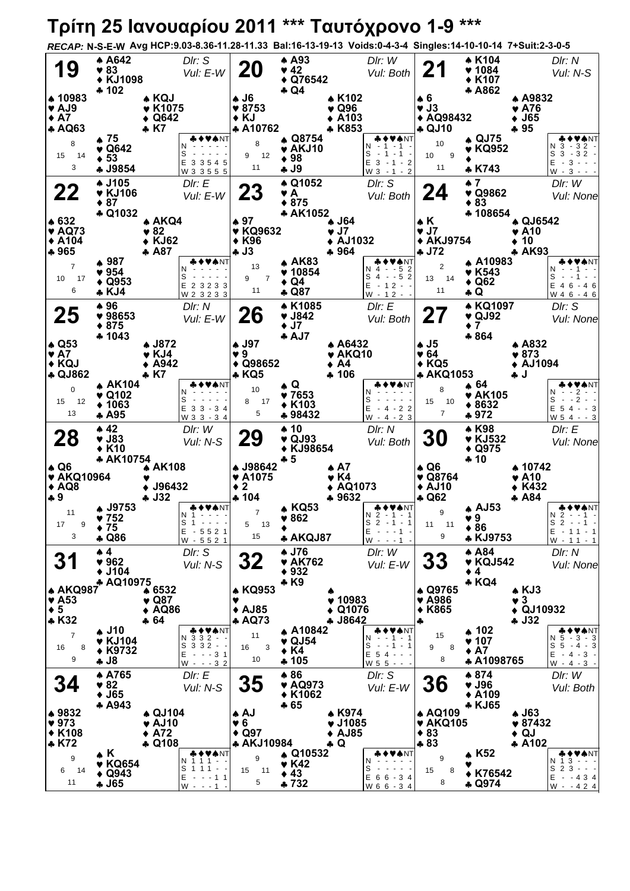# Τρίτη 25 Ιανουαρίου 2011 *** Ταυτόχρονο 1-9 ***

*RECAP:* **N-S-E-W Avg HCP:9.03-8.36-11.28-11.33 Bal:16-13-19-13 Voids:0-4-3-4 Singles:14-10-10-14 7+Suit:2-3-0-5**

## 19
Dlr: S — Vul: E-W

| | |
|---|---|
| North | ♠ A642 ♥ 83 ♦ KJ1098 ♣ 102 |
| West | ♠ 10983 ♥ AJ9 ♦ A7 ♣ AQ63 |
| East | ♠ KQJ ♥ K1075 ♦ Q642 ♣ K7 |
| South | ♠ 75 ♥ Q642 ♦ 53 ♣ J9854 |

HCP: N 8, W 15, E 14, S 3

| | ♣ | ♦ | ♥ | ♠ | NT |
|---|---|---|---|---|---|
| N | - | - | - | - | - |
| S | - | - | - | - | - |
| E | 3 | 3 | 5 | 4 | 5 |
| W | 3 | 3 | 5 | 5 | 5 |

## 20
Dlr: W — Vul: Both

| | |
|---|---|
| North | ♠ A93 ♥ 42 ♦ Q76542 ♣ Q4 |
| West | ♠ J6 ♥ 8753 ♦ KJ ♣ A10762 |
| East | ♠ K102 ♥ Q96 ♦ A103 ♣ K853 |
| South | ♠ Q8754 ♥ AKJ10 ♦ 98 ♣ J9 |

HCP: N 8, W 9, E 12, S 11

| | ♣ | ♦ | ♥ | ♠ | NT |
|---|---|---|---|---|---|
| N | - | 1 | - | 1 | - |
| S | - | 1 | - | 1 | - |
| E | 3 | - | 1 | - | 2 |
| W | 3 | - | 1 | - | 2 |

## 21
Dlr: N — Vul: N-S

| | |
|---|---|
| North | ♠ K104 ♥ 1084 ♦ K107 ♣ A862 |
| West | ♠ 6 ♥ J3 ♦ AQ98432 ♣ QJ10 |
| East | ♠ A9832 ♥ A76 ♦ J65 ♣ 95 |
| South | ♠ QJ75 ♥ KQ952 ♦ ♣ K743 |

HCP: N 10, W 10, E 9, S 11

| | ♣ | ♦ | ♥ | ♠ | NT |
|---|---|---|---|---|---|
| N | 3 | - | 3 | 2 | - |
| S | 3 | - | 3 | 2 | - |
| E | - | 3 | - | - | - |
| W | - | 3 | - | - | - |

## 22
Dlr: E — Vul: E-W

| | |
|---|---|
| North | ♠ J105 ♥ KJ106 ♦ 87 ♣ Q1032 |
| West | ♠ 632 ♥ AQ73 ♦ A104 ♣ 965 |
| East | ♠ AKQ4 ♥ 82 ♦ KJ62 ♣ A87 |
| South | ♠ 987 ♥ 954 ♦ Q953 ♣ KJ4 |

HCP: N 7, W 10, E 17, S 6

| | ♣ | ♦ | ♥ | ♠ | NT |
|---|---|---|---|---|---|
| N | - | - | - | - | - |
| S | - | - | - | - | - |
| E | 2 | 3 | 2 | 3 | 3 |
| W | 2 | 3 | 2 | 3 | 3 |

## 23
Dlr: S — Vul: Both

| | |
|---|---|
| North | ♠ Q1052 ♥ A ♦ 875 ♣ AK1052 |
| West | ♠ 97 ♥ KQ9632 ♦ K96 ♣ J3 |
| East | ♠ J64 ♥ J7 ♦ AJ1032 ♣ 964 |
| South | ♠ AK83 ♥ 10854 ♦ Q4 ♣ Q87 |

HCP: N 13, W 9, E 7, S 11

| | ♣ | ♦ | ♥ | ♠ | NT |
|---|---|---|---|---|---|
| N | 4 | - | - | 5 | 2 |
| S | 4 | - | - | 5 | 2 |
| E | - | 1 | 2 | - | - |
| W | - | 1 | 2 | - | - |

## 24
Dlr: W — Vul: None

| | |
|---|---|
| North | ♠ 7 ♥ Q9862 ♦ 83 ♣ 108654 |
| West | ♠ K ♥ J7 ♦ AKJ9754 ♣ J72 |
| East | ♠ QJ6542 ♥ A10 ♦ 10 ♣ AK93 |
| South | ♠ A10983 ♥ K543 ♦ Q62 ♣ Q |

HCP: N 2, W 13, E 14, S 11

| | ♣ | ♦ | ♥ | ♠ | NT |
|---|---|---|---|---|---|
| N | - | - | 1 | - | - |
| S | - | - | 1 | - | - |
| E | 4 | 6 | - | 4 | 6 |
| W | 4 | 6 | - | 4 | 6 |

## 25
Dlr: N — Vul: E-W

| | |
|---|---|
| North | ♠ 96 ♥ 98653 ♦ 875 ♣ 1043 |
| West | ♠ Q53 ♥ A7 ♦ KQJ ♣ QJ862 |
| East | ♠ J872 ♥ KJ4 ♦ A942 ♣ K7 |
| South | ♠ AK104 ♥ Q102 ♦ 1063 ♣ A95 |

HCP: N 0, W 15, E 12, S 13

| | ♣ | ♦ | ♥ | ♠ | NT |
|---|---|---|---|---|---|
| N | - | - | - | - | - |
| S | - | - | - | - | - |
| E | 3 | 3 | - | 3 | 4 |
| W | 3 | 3 | - | 3 | 4 |

## 26
Dlr: E — Vul: Both

| | |
|---|---|
| North | ♠ K1085 ♥ J842 ♦ J7 ♣ AJ7 |
| West | ♠ J97 ♥ 9 ♦ Q98652 ♣ KQ5 |
| East | ♠ A6432 ♥ AKQ10 ♦ A4 ♣ 106 |
| South | ♠ Q ♥ 7653 ♦ K103 ♣ 98432 |

HCP: N 10, W 8, E 17, S 5

| | ♣ | ♦ | ♥ | ♠ | NT |
|---|---|---|---|---|---|
| N | - | - | - | - | - |
| S | - | - | - | - | - |
| E | - | 4 | - | 2 | 2 |
| W | - | 4 | - | 2 | 3 |

## 27
Dlr: S — Vul: None

| | |
|---|---|
| North | ♠ KQ1097 ♥ QJ92 ♦ 7 ♣ 864 |
| West | ♠ J5 ♥ 64 ♦ KQ5 ♣ AKQ1053 |
| East | ♠ A832 ♥ 873 ♦ AJ1094 ♣ J |
| South | ♠ 64 ♥ AK105 ♦ 8632 ♣ 972 |

HCP: N 8, W 15, E 10, S 7

| | ♣ | ♦ | ♥ | ♠ | NT |
|---|---|---|---|---|---|
| N | - | - | 2 | - | - |
| S | - | - | 2 | - | - |
| E | 5 | 4 | - | - | 3 |
| W | 5 | 4 | - | - | 3 |

## 28
Dlr: W — Vul: N-S

| | |
|---|---|
| North | ♠ 42 ♥ J83 ♦ K10 ♣ AK10754 |
| West | ♠ Q6 ♥ AKQ10964 ♦ AQ8 ♣ 9 |
| East | ♠ AK108 ♥ ♦ J96432 ♣ J32 |
| South | ♠ J9753 ♥ 752 ♦ 75 ♣ Q86 |

HCP: N 11, W 17, E 9, S 3

| | ♣ | ♦ | ♥ | ♠ | NT |
|---|---|---|---|---|---|
| N | 1 | - | - | - | - |
| S | 1 | - | - | - | - |
| E | - | 5 | 5 | 2 | 1 |
| W | - | 5 | 5 | 2 | 1 |

## 29
Dlr: N — Vul: Both

| | |
|---|---|
| North | ♠ 10 ♥ QJ93 ♦ KJ98654 ♣ 5 |
| West | ♠ J98642 ♥ A1075 ♦ 2 ♣ 104 |
| East | ♠ A7 ♥ K4 ♦ AQ1073 ♣ 9632 |
| South | ♠ KQ53 ♥ 862 ♦ ♣ AKQJ87 |

HCP: N 7, W 5, E 13, S 15

| | ♣ | ♦ | ♥ | ♠ | NT |
|---|---|---|---|---|---|
| N | 2 | - | 1 | - | 1 |
| S | 2 | - | 1 | - | 1 |
| E | - | - | - | 1 | - |
| W | - | - | - | 1 | - |

## 30
Dlr: E — Vul: None

| | |
|---|---|
| North | ♠ K98 ♥ KJ532 ♦ Q975 ♣ 10 |
| West | ♠ Q6 ♥ Q8764 ♦ AJ10 ♣ Q62 |
| East | ♠ 10742 ♥ A10 ♦ K432 ♣ A84 |
| South | ♠ AJ53 ♥ 9 ♦ 86 ♣ KJ9753 |

HCP: N 9, W 11, E 11, S 9

| | ♣ | ♦ | ♥ | ♠ | NT |
|---|---|---|---|---|---|
| N | 2 | - | - | 1 | - |
| S | 2 | - | - | 1 | - |
| E | - | 1 | 1 | - | 1 |
| W | - | 1 | 1 | - | 1 |

## 31
Dlr: S — Vul: N-S

| | |
|---|---|
| North | ♠ 4 ♥ 962 ♦ J104 ♣ AQ10975 |
| West | ♠ AKQ987 ♥ A53 ♦ 5 ♣ K32 |
| East | ♠ 6532 ♥ Q87 ♦ AQ86 ♣ 64 |
| South | ♠ J10 ♥ KJ104 ♦ K9732 ♣ J8 |

HCP: N 7, W 16, E 8, S 9

| | ♣ | ♦ | ♥ | ♠ | NT |
|---|---|---|---|---|---|
| N | 3 | 3 | 2 | - | - |
| S | 3 | 3 | 2 | - | - |
| E | - | - | - | 3 | 1 |
| W | - | - | - | 3 | 2 |

## 32
Dlr: W — Vul: E-W

| | |
|---|---|
| North | ♠ J76 ♥ AK762 ♦ 932 ♣ K9 |
| West | ♠ KQ953 ♥ ♦ AJ85 ♣ AQ73 |
| East | ♠ ♥ 10983 ♦ Q1076 ♣ J8642 |
| South | ♠ A10842 ♥ QJ54 ♦ K4 ♣ 105 |

HCP: N 11, W 16, E 3, S 10

| | ♣ | ♦ | ♥ | ♠ | NT |
|---|---|---|---|---|---|
| N | - | - | 1 | - | 1 |
| S | - | - | 1 | - | 1 |
| E | 5 | 4 | - | - | - |
| W | 5 | 5 | - | - | - |

## 33
Dlr: N — Vul: None

| | |
|---|---|
| North | ♠ A84 ♥ KQJ542 ♦ 4 ♣ KQ4 |
| West | ♠ Q9765 ♥ A986 ♦ K865 ♣ |
| East | ♠ KJ3 ♥ 3 ♦ QJ10932 ♣ J32 |
| South | ♠ 102 ♥ 107 ♦ A7 ♣ A1098765 |

HCP: N 15, W 9, E 8, S 8

| | ♣ | ♦ | ♥ | ♠ | NT |
|---|---|---|---|---|---|
| N | 5 | - | 3 | - | 3 |
| S | 5 | - | 4 | - | 3 |
| E | - | 4 | - | 3 | - |
| W | - | 4 | - | 3 | - |

## 34
Dlr: E — Vul: N-S

| | |
|---|---|
| North | ♠ A765 ♥ 82 ♦ J65 ♣ A943 |
| West | ♠ 9832 ♥ 973 ♦ K108 ♣ K72 |
| East | ♠ QJ104 ♥ AJ10 ♦ A72 ♣ Q108 |
| South | ♠ K ♥ KQ654 ♦ Q943 ♣ J65 |

HCP: N 9, W 6, E 14, S 11

| | ♣ | ♦ | ♥ | ♠ | NT |
|---|---|---|---|---|---|
| N | 1 | 1 | 1 | - | - |
| S | 1 | 1 | 1 | - | - |
| E | - | - | - | 1 | 1 |
| W | - | - | - | 1 | - |

## 35
Dlr: S — Vul: E-W

| | |
|---|---|
| North | ♠ 86 ♥ AQ973 ♦ K1062 ♣ 65 |
| West | ♠ AJ ♥ 6 ♦ Q97 ♣ AKJ10984 |
| East | ♠ K974 ♥ J1085 ♦ AJ85 ♣ Q |
| South | ♠ Q10532 ♥ K42 ♦ 43 ♣ 732 |

HCP: N 9, W 15, E 11, S 5

| | ♣ | ♦ | ♥ | ♠ | NT |
|---|---|---|---|---|---|
| N | - | - | - | - | - |
| S | - | - | - | - | - |
| E | 6 | 6 | - | 3 | 4 |
| W | 6 | 6 | - | 3 | 4 |

## 36
Dlr: W — Vul: Both

| | |
|---|---|
| North | ♠ 874 ♥ J96 ♦ A109 ♣ KJ65 |
| West | ♠ AQ109 ♥ AKQ105 ♦ 83 ♣ 83 |
| East | ♠ J63 ♥ 87432 ♦ QJ ♣ A102 |
| South | ♠ K52 ♥ ♦ K76542 ♣ Q974 |

HCP: N 9, W 15, E 8, S 8

| | ♣ | ♦ | ♥ | ♠ | NT |
|---|---|---|---|---|---|
| N | 1 | 3 | - | - | - |
| S | 2 | 3 | - | - | - |
| E | - | - | 4 | 3 | 4 |
| W | - | - | 4 | 2 | 4 |